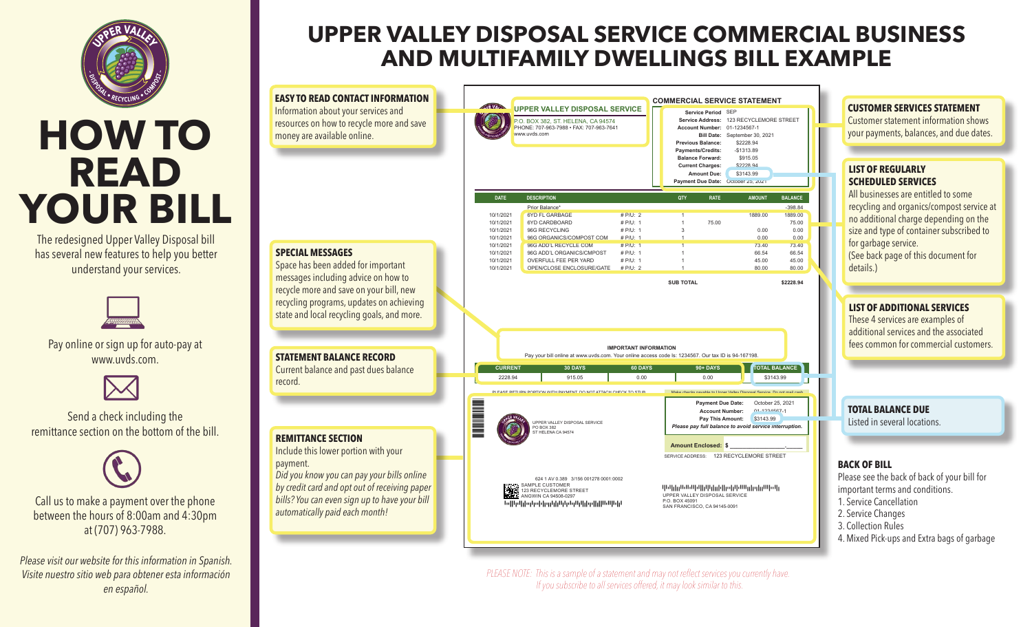# HOW TO READ YOUR BILL

The redesigned Upper Valley Disposal bill has several new features to help you better understand your services.

Pay online or sign up for auto-pay at www.uvds.com.

Send a check including the remittance section on the bottom of the bill.

Call us to make a payment over the phone between the hours of 8:00am and 4:30pm at (707) 963-7988.

*Please visit our website for this information in Spanish.*
*Visite nuestro sitio web para obtener esta información en español.*

# UPPER VALLEY DISPOSAL SERVICE COMMERCIAL BUSINESS AND MULTIFAMILY DWELLINGS BILL EXAMPLE

### EASY TO READ CONTACT INFORMATION

Information about your services and resources on how to recycle more and save money are available online.

### SPECIAL MESSAGES

Space has been added for important messages including advice on how to recycle more and save on your bill, new recycling programs, updates on achieving state and local recycling goals, and more.

### STATEMENT BALANCE RECORD

Current balance and past dues balance record.

### REMITTANCE SECTION

Include this lower portion with your payment.

*Did you know you can pay your bills online by credit card and opt out of receiving paper bills? You can even sign up to have your bill automatically paid each month!*

---

**UPPER VALLEY DISPOSAL SERVICE**
P.O. BOX 382, ST. HELENA, CA 94574
PHONE: 707-963-7988 • FAX: 707-963-7641
www.uvds.com

**COMMERCIAL SERVICE STATEMENT**

| | |
|---|---|
| **Service Period** | SEP |
| **Service Address:** | 123 RECYCLEMORE STREET |
| **Account Number:** | 01-1234567-1 |
| **Bill Date:** | September 30, 2021 |
| **Previous Balance:** | $2228.94 |
| **Payments/Credits:** | -$1313.89 |
| **Balance Forward:** | $915.05 |
| **Current Charges:** | $2228.94 |
| **Amount Due:** | $3143.99 |
| **Payment Due Date:** | October 25, 2021 |

| DATE | DESCRIPTION | | QTY | RATE | AMOUNT | BALANCE |
|---|---|---|---|---|---|---|
| | Prior Balance* | | | | | -398.84 |
| 10/1/2021 | 6YD FL GARBAGE | # P/U: 2 | 1 | | 1889.00 | 1889.00 |
| 10/1/2021 | 6YD CARDBOARD | # P/U: 1 | 1 | 75.00 | | 75.00 |
| 10/1/2021 | 96G RECYCLING | # P/U: 1 | 3 | | 0.00 | 0.00 |
| 10/1/2021 | 96G ORGANICS/COMPOST COM | # P/U: 1 | 1 | | 0.00 | 0.00 |
| 10/1/2021 | 96G ADD'L RECYCLE COM | # P/U: 1 | 1 | | 73.40 | 73.40 |
| 10/1/2021 | 96G ADD'L ORGANICS/CMPOST | # P/U: 1 | 1 | | 66.54 | 66.54 |
| 10/1/2021 | OVERFULL FEE PER YARD | # P/U: 1 | 1 | | 45.00 | 45.00 |
| 10/1/2021 | OPEN/CLOSE ENCLOSURE/GATE | # P/U: 2 | 1 | | 80.00 | 80.00 |
| | | | **SUB TOTAL** | | | **$2228.94** |

**IMPORTANT INFORMATION**
Pay your bill online at www.uvds.com. Your online access code is: 1234567. Our tax ID is 94-167198.

| CURRENT | 30 DAYS | 60 DAYS | 90+ DAYS | TOTAL BALANCE |
|---|---|---|---|---|
| 2228.94 | 915.05 | 0.00 | 0.00 | $3143.99 |

PLEASE RETURN PORTION WITH PAYMENT. DO NOT ATTACH CHECK TO STUB.

Make checks payable to Upper Valley Disposal Service. Do not mail cash.

UPPER VALLEY DISPOSAL SERVICE
PO BOX 382
ST HELENA CA 94574

| | |
|---|---|
| **Payment Due Date:** | October 25, 2021 |
| **Account Number:** | 01-1234567-1 |
| **Pay This Amount:** | $3143.99 |

***Please pay full balance to avoid service interruption.***

**Amount Enclosed:** $ _______________.____

SERVICE ADDRESS: 123 RECYCLEMORE STREET

624 1 AV 0.389 3/156 001278 0001:0002
SAMPLE CUSTOMER
123 RECYCLEMORE STREET
ANGWIN CA 94508-0297

UPPER VALLEY DISPOSAL SERVICE
P.O. BOX 45091
SAN FRANCISCO, CA 94145-0091

---

### CUSTOMER SERVICES STATEMENT

Customer statement information shows your payments, balances, and due dates.

### LIST OF REGULARLY SCHEDULED SERVICES

All businesses are entitled to some recycling and organics/compost service at no additional charge depending on the size and type of container subscribed to for garbage service.
(See back page of this document for details.)

### LIST OF ADDITIONAL SERVICES

These 4 services are examples of additional services and the associated fees common for commercial customers.

### TOTAL BALANCE DUE

Listed in several locations.

### BACK OF BILL

Please see the back of back of your bill for important terms and conditions.

1. Service Cancellation
2. Service Changes
3. Collection Rules
4. Mixed Pick-ups and Extra bags of garbage

*PLEASE NOTE: This is a sample of a statement and may not reflect services you currently have. If you subscribe to all services offered, it may look similar to this.*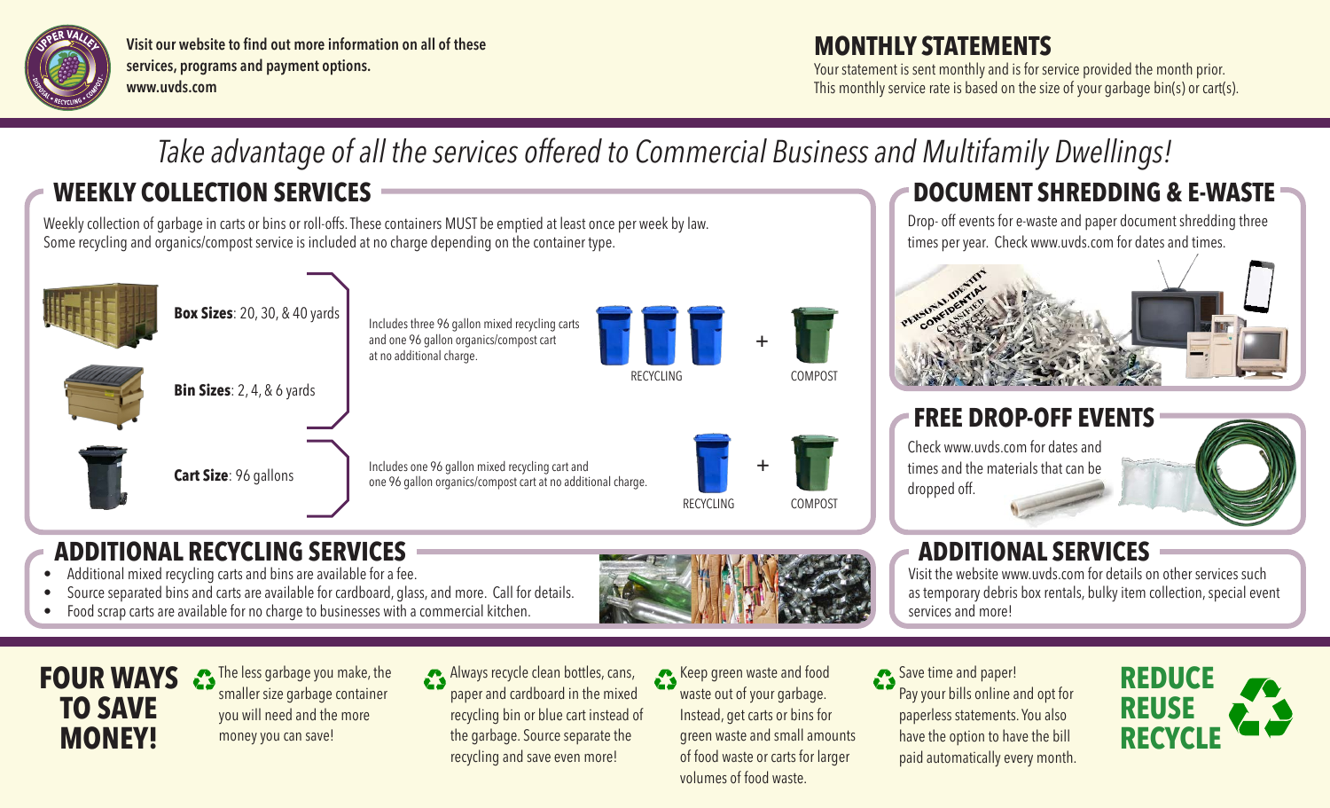Visit our website to find out more information on all of these services, programs and payment options.
www.uvds.com

## MONTHLY STATEMENTS

Your statement is sent monthly and is for service provided the month prior. This monthly service rate is based on the size of your garbage bin(s) or cart(s).

*Take advantage of all the services offered to Commercial Business and Multifamily Dwellings!*

## WEEKLY COLLECTION SERVICES

Weekly collection of garbage in carts or bins or roll-offs. These containers MUST be emptied at least once per week by law. Some recycling and organics/compost service is included at no charge depending on the container type.

**Box Sizes**: 20, 30, & 40 yards

**Bin Sizes**: 2, 4, & 6 yards

Includes three 96 gallon mixed recycling carts and one 96 gallon organics/compost cart at no additional charge.

RECYCLING + COMPOST

**Cart Size**: 96 gallons

Includes one 96 gallon mixed recycling cart and one 96 gallon organics/compost cart at no additional charge.

RECYCLING + COMPOST

## DOCUMENT SHREDDING & E-WASTE

Drop- off events for e-waste and paper document shredding three times per year. Check www.uvds.com for dates and times.

## FREE DROP-OFF EVENTS

Check www.uvds.com for dates and times and the materials that can be dropped off.

## ADDITIONAL RECYCLING SERVICES

- Additional mixed recycling carts and bins are available for a fee.
- Source separated bins and carts are available for cardboard, glass, and more. Call for details.
- Food scrap carts are available for no charge to businesses with a commercial kitchen.

## ADDITIONAL SERVICES

Visit the website www.uvds.com for details on other services such as temporary debris box rentals, bulky item collection, special event services and more!

## FOUR WAYS TO SAVE MONEY!

- The less garbage you make, the smaller size garbage container you will need and the more money you can save!
- Always recycle clean bottles, cans, paper and cardboard in the mixed recycling bin or blue cart instead of the garbage. Source separate the recycling and save even more!
- Keep green waste and food waste out of your garbage. Instead, get carts or bins for green waste and small amounts of food waste or carts for larger volumes of food waste.
- Save time and paper! Pay your bills online and opt for paperless statements. You also have the option to have the bill paid automatically every month.

**REDUCE
REUSE
RECYCLE**